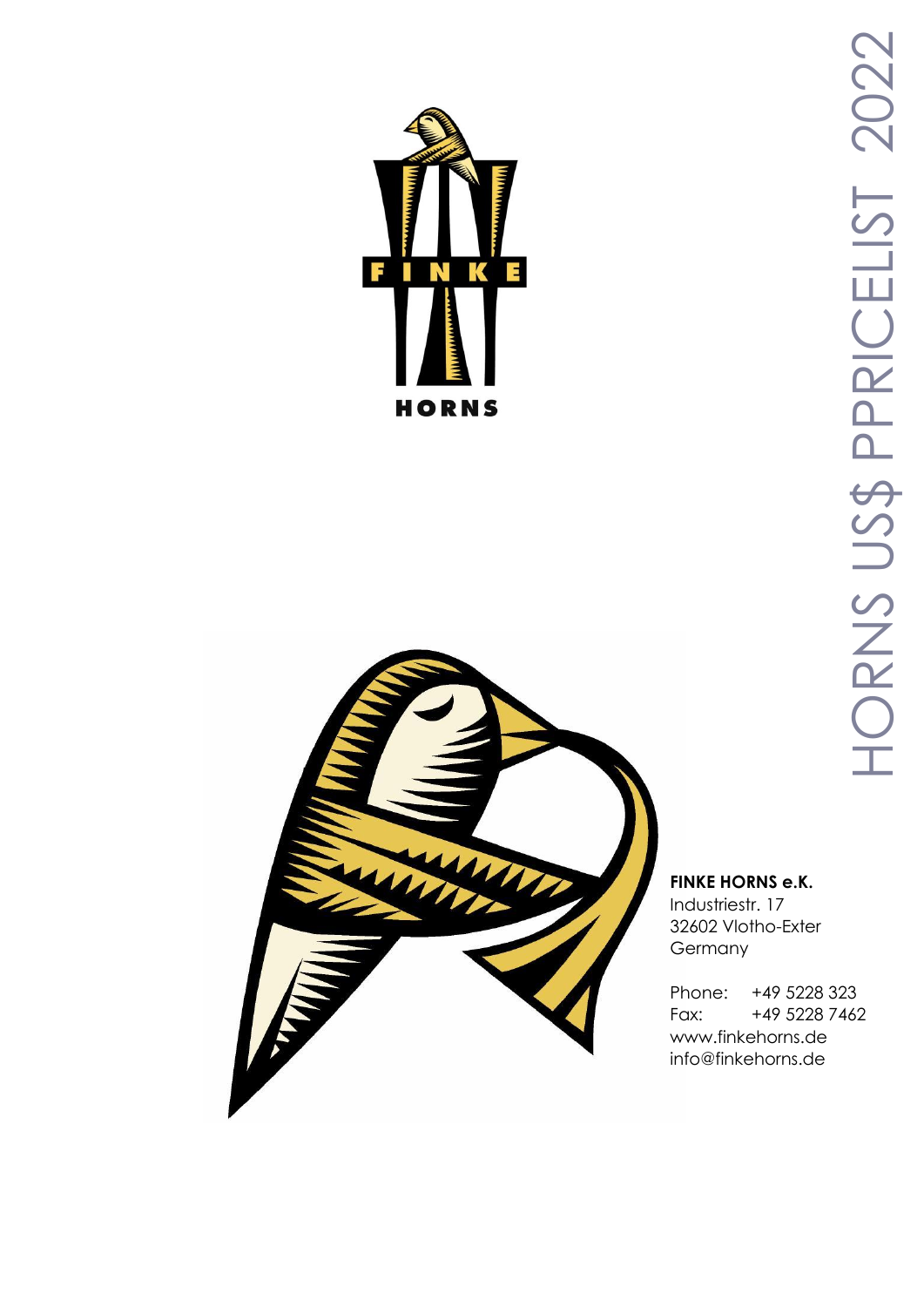FINKE

HORNS

# HORNS US$ PPRICELIST 2022

**FINKE HORNS e.K.**
Industriestr. 17
32602 Vlotho-Exter
Germany

Phone: +49 5228 323
Fax: +49 5228 7462
www.finkehorns.de
info@finkehorns.de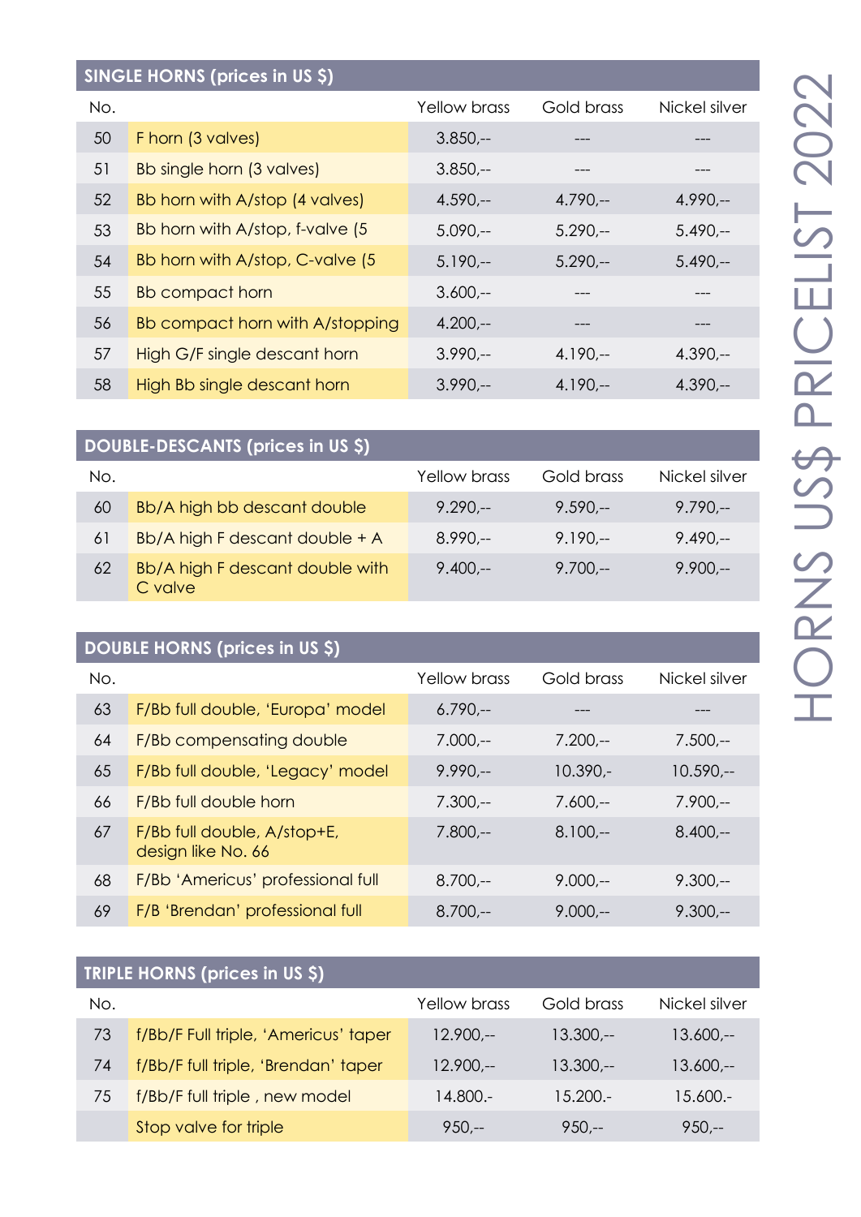# HORNS US$ PRICELIST 2022

## SINGLE HORNS (prices in US $)

| No. | | Yellow brass | Gold brass | Nickel silver |
|---|---|---|---|---|
| 50 | F horn (3 valves) | 3.850,-- | --- | --- |
| 51 | Bb single horn (3 valves) | 3.850,-- | --- | --- |
| 52 | Bb horn with A/stop (4 valves) | 4.590,-- | 4.790,-- | 4.990,-- |
| 53 | Bb horn with A/stop, f-valve (5 | 5.090,-- | 5.290,-- | 5.490,-- |
| 54 | Bb horn with A/stop, C-valve (5 | 5.190,-- | 5.290,-- | 5.490,-- |
| 55 | Bb compact horn | 3.600,-- | --- | --- |
| 56 | Bb compact horn with A/stopping | 4.200,-- | --- | --- |
| 57 | High G/F single descant horn | 3.990,-- | 4.190,-- | 4.390,-- |
| 58 | High Bb single descant horn | 3.990,-- | 4.190,-- | 4.390,-- |

## DOUBLE-DESCANTS (prices in US $)

| No. | | Yellow brass | Gold brass | Nickel silver |
|---|---|---|---|---|
| 60 | Bb/A high bb descant double | 9.290,-- | 9.590,-- | 9.790,-- |
| 61 | Bb/A high F descant double + A | 8.990,-- | 9.190,-- | 9.490,-- |
| 62 | Bb/A high F descant double with C valve | 9.400,-- | 9.700,-- | 9.900,-- |

## DOUBLE HORNS (prices in US $)

| No. | | Yellow brass | Gold brass | Nickel silver |
|---|---|---|---|---|
| 63 | F/Bb full double, 'Europa' model | 6.790,-- | --- | --- |
| 64 | F/Bb compensating double | 7.000,-- | 7.200,-- | 7.500,-- |
| 65 | F/Bb full double, 'Legacy' model | 9.990,-- | 10.390,- | 10.590,-- |
| 66 | F/Bb full double horn | 7.300,-- | 7.600,-- | 7.900,-- |
| 67 | F/Bb full double, A/stop+E, design like No. 66 | 7.800,-- | 8.100,-- | 8.400,-- |
| 68 | F/Bb 'Americus' professional full | 8.700,-- | 9.000,-- | 9.300,-- |
| 69 | F/B 'Brendan' professional full | 8.700,-- | 9.000,-- | 9.300,-- |

## TRIPLE HORNS (prices in US $)

| No. | | Yellow brass | Gold brass | Nickel silver |
|---|---|---|---|---|
| 73 | f/Bb/F Full triple, 'Americus' taper | 12.900,-- | 13.300,-- | 13.600,-- |
| 74 | f/Bb/F full triple, 'Brendan' taper | 12.900,-- | 13.300,-- | 13.600,-- |
| 75 | f/Bb/F full triple , new model | 14.800.- | 15.200.- | 15.600.- |
| | Stop valve for triple | 950,-- | 950,-- | 950,-- |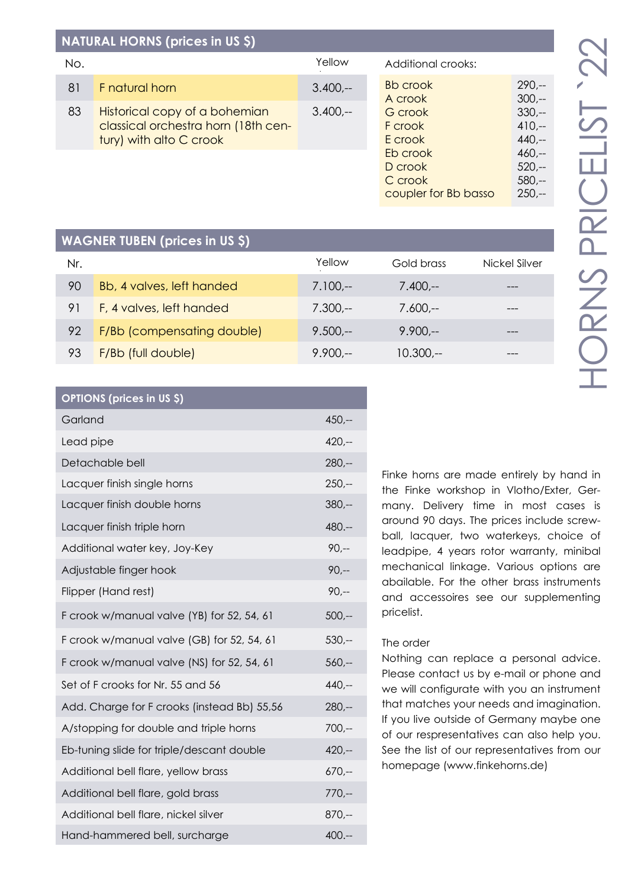## NATURAL HORNS (prices in US $)

| No. | | Yellow |
|---|---|---|
| 81 | F natural horn | 3.400,-- |
| 83 | Historical copy of a bohemian classical orchestra horn (18th century) with alto C crook | 3.400,-- |

| Additional crooks: | |
|---|---|
| Bb crook | 290,-- |
| A crook | 300,-- |
| G crook | 330,-- |
| F crook | 410,-- |
| E crook | 440,-- |
| Eb crook | 460,-- |
| D crook | 520,-- |
| C crook | 580,-- |
| coupler for Bb basso | 250,-- |

## WAGNER TUBEN (prices in US $)

| Nr. | | Yellow | Gold brass | Nickel Silver |
|---|---|---|---|---|
| 90 | Bb, 4 valves, left handed | 7.100,-- | 7.400,-- | --- |
| 91 | F, 4 valves, left handed | 7.300,-- | 7.600,-- | --- |
| 92 | F/Bb (compensating double) | 9.500,-- | 9.900,-- | --- |
| 93 | F/Bb (full double) | 9.900,-- | 10.300,-- | --- |

## OPTIONS (prices in US $)

| Option | Price |
|---|---|
| Garland | 450,-- |
| Lead pipe | 420,-- |
| Detachable bell | 280,-- |
| Lacquer finish single horns | 250,-- |
| Lacquer finish double horns | 380,-- |
| Lacquer finish triple horn | 480.-- |
| Additional water key, Joy-Key | 90,-- |
| Adjustable finger hook | 90,-- |
| Flipper (Hand rest) | 90,-- |
| F crook w/manual valve (YB) for 52, 54, 61 | 500,-- |
| F crook w/manual valve (GB) for 52, 54, 61 | 530,-- |
| F crook w/manual valve (NS) for 52, 54, 61 | 560,-- |
| Set of F crooks for Nr. 55 and 56 | 440,-- |
| Add. Charge for F crooks (instead Bb) 55,56 | 280,-- |
| A/stopping for double and triple horns | 700,-- |
| Eb-tuning slide for triple/descant double | 420,-- |
| Additional bell flare, yellow brass | 670,-- |
| Additional bell flare, gold brass | 770,-- |
| Additional bell flare, nickel silver | 870,-- |
| Hand-hammered bell, surcharge | 400.-- |

Finke horns are made entirely by hand in the Finke workshop in Vlotho/Exter, Germany. Delivery time in most cases is around 90 days. The prices include screwball, lacquer, two waterkeys, choice of leadpipe, 4 years rotor warranty, minibal mechanical linkage. Various options are abailable. For the other brass instruments and accessoires see our supplementing pricelist.

The order

Nothing can replace a personal advice. Please contact us by e-mail or phone and we will configurate with you an instrument that matches your needs and imagination. If you live outside of Germany maybe one of our respresentatives can also help you. See the list of our representatives from our homepage (www.finkehorns.de)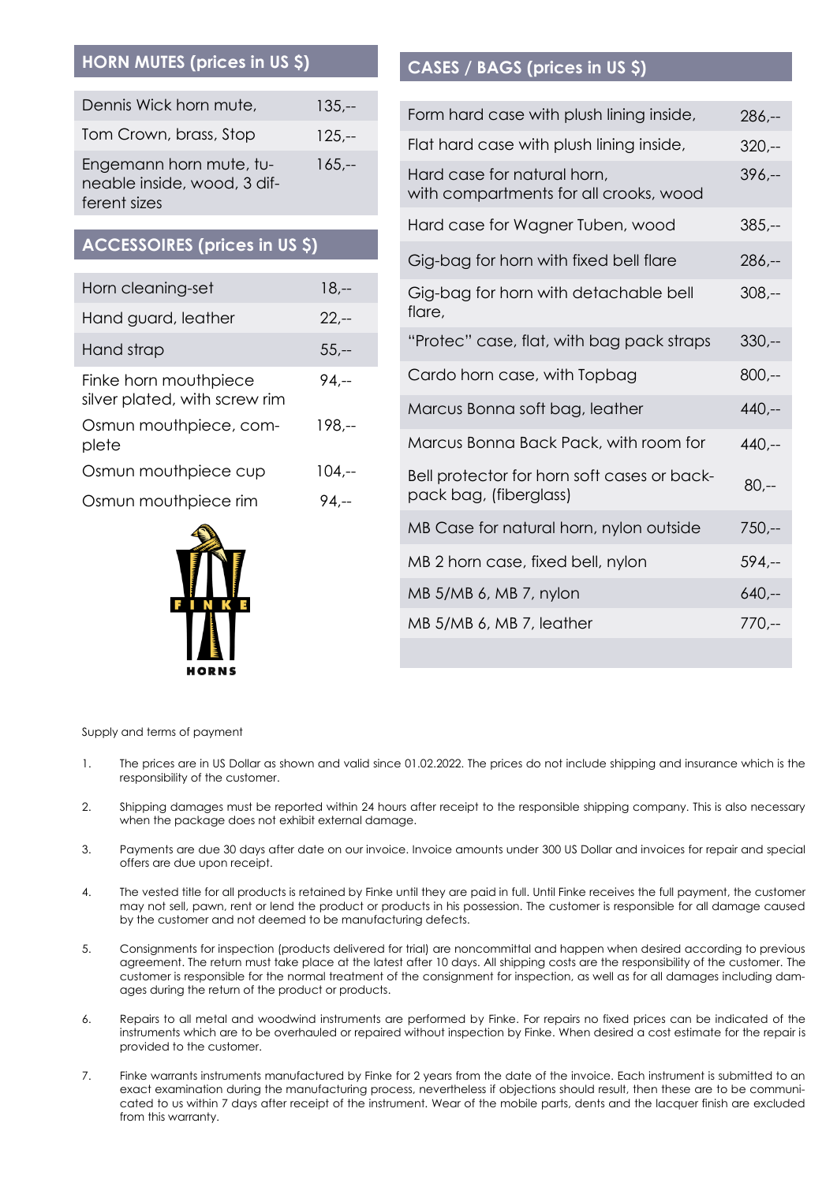## HORN MUTES (prices in US $)

| | |
|---|---|
| Dennis Wick horn mute, | 135,-- |
| Tom Crown, brass, Stop | 125,-- |
| Engemann horn mute, tuneable inside, wood, 3 different sizes | 165,-- |

## ACCESSOIRES (prices in US $)

| | |
|---|---|
| Horn cleaning-set | 18,-- |
| Hand guard, leather | 22,-- |
| Hand strap | 55,-- |
| Finke horn mouthpiece silver plated, with screw rim | 94,-- |
| Osmun mouthpiece, complete | 198,-- |
| Osmun mouthpiece cup | 104,-- |
| Osmun mouthpiece rim | 94,-- |

FINKE HORNS

## CASES / BAGS (prices in US $)

| | |
|---|---|
| Form hard case with plush lining inside, | 286,-- |
| Flat hard case with plush lining inside, | 320,-- |
| Hard case for natural horn, with compartments for all crooks, wood | 396,-- |
| Hard case for Wagner Tuben, wood | 385,-- |
| Gig-bag for horn with fixed bell flare | 286,-- |
| Gig-bag for horn with detachable bell flare, | 308,-- |
| "Protec" case, flat, with bag pack straps | 330,-- |
| Cardo horn case, with Topbag | 800,-- |
| Marcus Bonna soft bag, leather | 440,-- |
| Marcus Bonna Back Pack, with room for | 440,-- |
| Bell protector for horn soft cases or backpack bag, (fiberglass) | 80,-- |
| MB Case for natural horn, nylon outside | 750,-- |
| MB 2 horn case, fixed bell, nylon | 594,-- |
| MB 5/MB 6, MB 7, nylon | 640,-- |
| MB 5/MB 6, MB 7, leather | 770,-- |

Supply and terms of payment

1. The prices are in US Dollar as shown and valid since 01.02.2022. The prices do not include shipping and insurance which is the responsibility of the customer.
2. Shipping damages must be reported within 24 hours after receipt to the responsible shipping company. This is also necessary when the package does not exhibit external damage.
3. Payments are due 30 days after date on our invoice. Invoice amounts under 300 US Dollar and invoices for repair and special offers are due upon receipt.
4. The vested title for all products is retained by Finke until they are paid in full. Until Finke receives the full payment, the customer may not sell, pawn, rent or lend the product or products in his possession. The customer is responsible for all damage caused by the customer and not deemed to be manufacturing defects.
5. Consignments for inspection (products delivered for trial) are noncommittal and happen when desired according to previous agreement. The return must take place at the latest after 10 days. All shipping costs are the responsibility of the customer. The customer is responsible for the normal treatment of the consignment for inspection, as well as for all damages including damages during the return of the product or products.
6. Repairs to all metal and woodwind instruments are performed by Finke. For repairs no fixed prices can be indicated of the instruments which are to be overhauled or repaired without inspection by Finke. When desired a cost estimate for the repair is provided to the customer.
7. Finke warrants instruments manufactured by Finke for 2 years from the date of the invoice. Each instrument is submitted to an exact examination during the manufacturing process, nevertheless if objections should result, then these are to be communicated to us within 7 days after receipt of the instrument. Wear of the mobile parts, dents and the lacquer finish are excluded from this warranty.